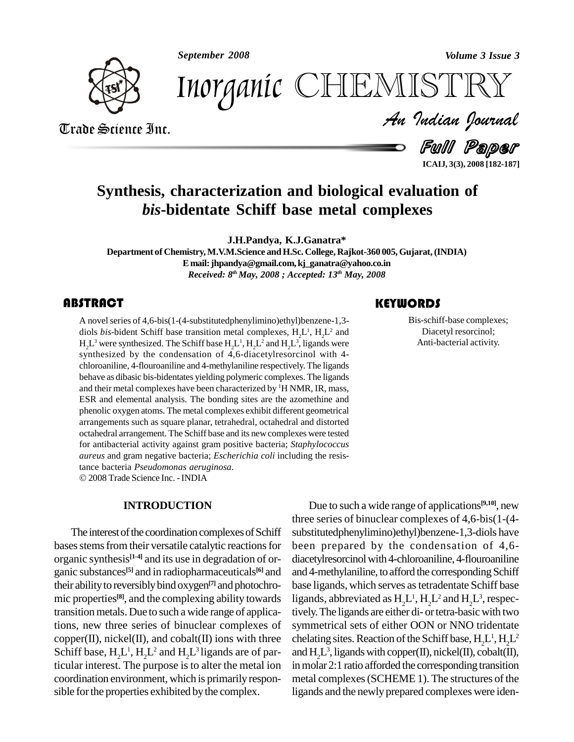# Synthesis, characterization and biological evaluation of *bis*-bidentate Schiff base metal complexes

**J.H.Pandya, K.J.Ganatra***

**Department of Chemistry, M.V.M.Science and H.Sc. College, Rajkot-360 005, Gujarat, (INDIA)**

**E mail: jhpandya@gmail.com, kj_ganatra@yahoo.co.in**

*Received: 8th May, 2008 ; Accepted: 13th May, 2008*

## ABSTRACT

A novel series of 4,6-bis(1-(4-substitutedphenylimino)ethyl)benzene-1,3-diols *bis*-bident Schiff base transition metal complexes, $H_2L^1$, $H_2L^2$ and $H_2L^3$ were synthesized. The Schiff base $H_2L^1$, $H_2L^2$ and $H_2L^3$, ligands were synthesized by the condensation of 4,6-diacetylresorcinol with 4-chloroaniline, 4-flouroaniline and 4-methylaniline respectively. The ligands behave as dibasic bis-bidentates yielding polymeric complexes. The ligands and their metal complexes have been characterized by $^1$H NMR, IR, mass, ESR and elemental analysis. The bonding sites are the azomethine and phenolic oxygen atoms. The metal complexes exhibit different geometrical arrangements such as square planar, tetrahedral, octahedral and distorted octahedral arrangement. The Schiff base and its new complexes were tested for antibacterial activity against gram positive bacteria; *Staphylococcus aureus* and gram negative bacteria; *Escherichia coli* including the resistance bacteria *Pseudomonas aeruginosa*.

© 2008 Trade Science Inc. - INDIA

## KEYWORDS

Bis-schiff-base complexes;
Diacetyl resorcinol;
Anti-bacterial activity.

## INTRODUCTION

The interest of the coordination complexes of Schiff bases stems from their versatile catalytic reactions for organic synthesis[1-4] and its use in degradation of organic substances[5] and in radiopharmaceuticals[6] and their ability to reversibly bind oxygen[7] and photochromic properties[8], and the complexing ability towards transition metals. Due to such a wide range of applications, new three series of binuclear complexes of copper(II), nickel(II), and cobalt(II) ions with three Schiff base, $H_2L^1$, $H_2L^2$ and $H_2L^3$ ligands are of particular interest. The purpose is to alter the metal ion coordination environment, which is primarily responsible for the properties exhibited by the complex.

Due to such a wide range of applications[9,10], new three series of binuclear complexes of 4,6-bis(1-(4-substitutedphenylimino)ethyl)benzene-1,3-diols have been prepared by the condensation of 4,6-diacetylresorcinol with 4-chloroaniline, 4-flouroaniline and 4-methylaniline, to afford the corresponding Schiff base ligands, which serves as tetradentate Schiff base ligands, abbreviated as $H_2L^1$, $H_2L^2$ and $H_2L^3$, respectively. The ligands are either di- or tetra-basic with two symmetrical sets of either OON or NNO tridentate chelating sites. Reaction of the Schiff base, $H_2L^1$, $H_2L^2$ and $H_2L^3$, ligands with copper(II), nickel(II), cobalt(II), in molar 2:1 ratio afforded the corresponding transition metal complexes (SCHEME 1). The structures of the ligands and the newly prepared complexes were iden-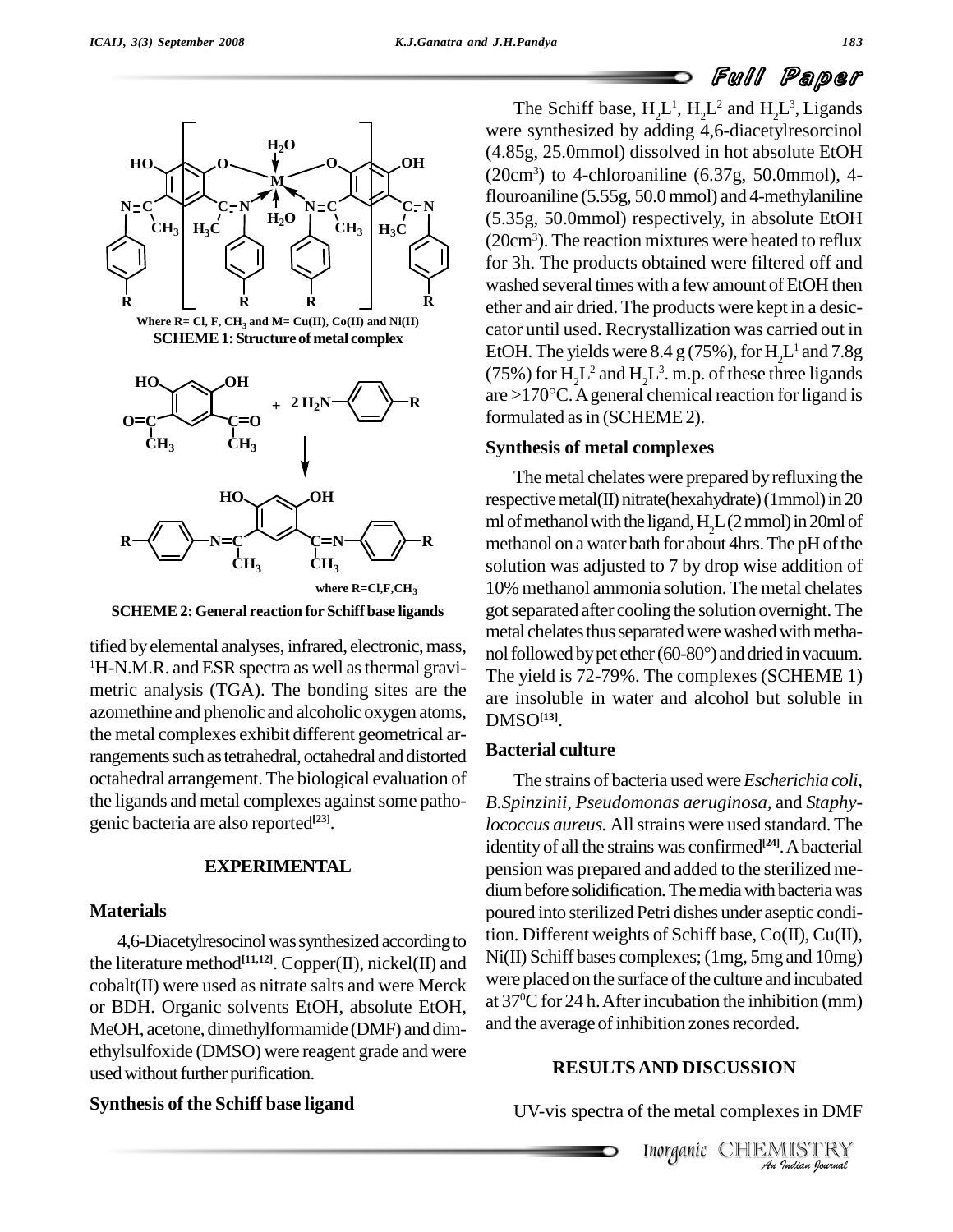Where R= Cl, F, $CH_3$ and M= Cu(II), Co(II) and Ni(II)

**SCHEME 1: Structure of metal complex**

where R=Cl,F,$CH_3$

**SCHEME 2: General reaction for Schiff base ligands**

tified by elemental analyses, infrared, electronic, mass, $^1$H-N.M.R. and ESR spectra as well as thermal gravimetric analysis (TGA). The bonding sites are the azomethine and phenolic and alcoholic oxygen atoms, the metal complexes exhibit different geometrical arrangements such as tetrahedral, octahedral and distorted octahedral arrangement. The biological evaluation of the ligands and metal complexes against some pathogenic bacteria are also reported[23].

## EXPERIMENTAL

### Materials

4,6-Diacetylresocinol was synthesized according to the literature method[11,12]. Copper(II), nickel(II) and cobalt(II) were used as nitrate salts and were Merck or BDH. Organic solvents EtOH, absolute EtOH, MeOH, acetone, dimethylformamide (DMF) and dimethylsulfoxide (DMSO) were reagent grade and were used without further purification.

### Synthesis of the Schiff base ligand

The Schiff base, $H_2L^1$, $H_2L^2$ and $H_2L^3$, Ligands were synthesized by adding 4,6-diacetylresorcinol (4.85g, 25.0mmol) dissolved in hot absolute EtOH (20cm$^3$) to 4-chloroaniline (6.37g, 50.0mmol), 4-flouroaniline (5.55g, 50.0 mmol) and 4-methylaniline (5.35g, 50.0mmol) respectively, in absolute EtOH (20cm$^3$). The reaction mixtures were heated to reflux for 3h. The products obtained were filtered off and washed several times with a few amount of EtOH then ether and air dried. The products were kept in a desiccator until used. Recrystallization was carried out in EtOH. The yields were 8.4 g (75%), for $H_2L^1$ and 7.8g (75%) for $H_2L^2$ and $H_2L^3$. m.p. of these three ligands are >170°C. A general chemical reaction for ligand is formulated as in (SCHEME 2).

### Synthesis of metal complexes

The metal chelates were prepared by refluxing the respective metal(II) nitrate(hexahydrate) (1mmol) in 20 ml of methanol with the ligand, $H_2L$ (2 mmol) in 20ml of methanol on a water bath for about 4hrs. The pH of the solution was adjusted to 7 by drop wise addition of 10% methanol ammonia solution. The metal chelates got separated after cooling the solution overnight. The metal chelates thus separated were washed with methanol followed by pet ether (60-80°) and dried in vacuum. The yield is 72-79%. The complexes (SCHEME 1) are insoluble in water and alcohol but soluble in DMSO[13].

### Bacterial culture

The strains of bacteria used were *Escherichia coli*, *B.Spinzinii*, *Pseudomonas aeruginosa*, and *Staphylococcus aureus.* All strains were used standard. The identity of all the strains was confirmed[24]. A bacterial pension was prepared and added to the sterilized medium before solidification. The media with bacteria was poured into sterilized Petri dishes under aseptic condition. Different weights of Schiff base, Co(II), Cu(II), Ni(II) Schiff bases complexes; (1mg, 5mg and 10mg) were placed on the surface of the culture and incubated at 37$^0$C for 24 h. After incubation the inhibition (mm) and the average of inhibition zones recorded.

## RESULTS AND DISCUSSION

UV-vis spectra of the metal complexes in DMF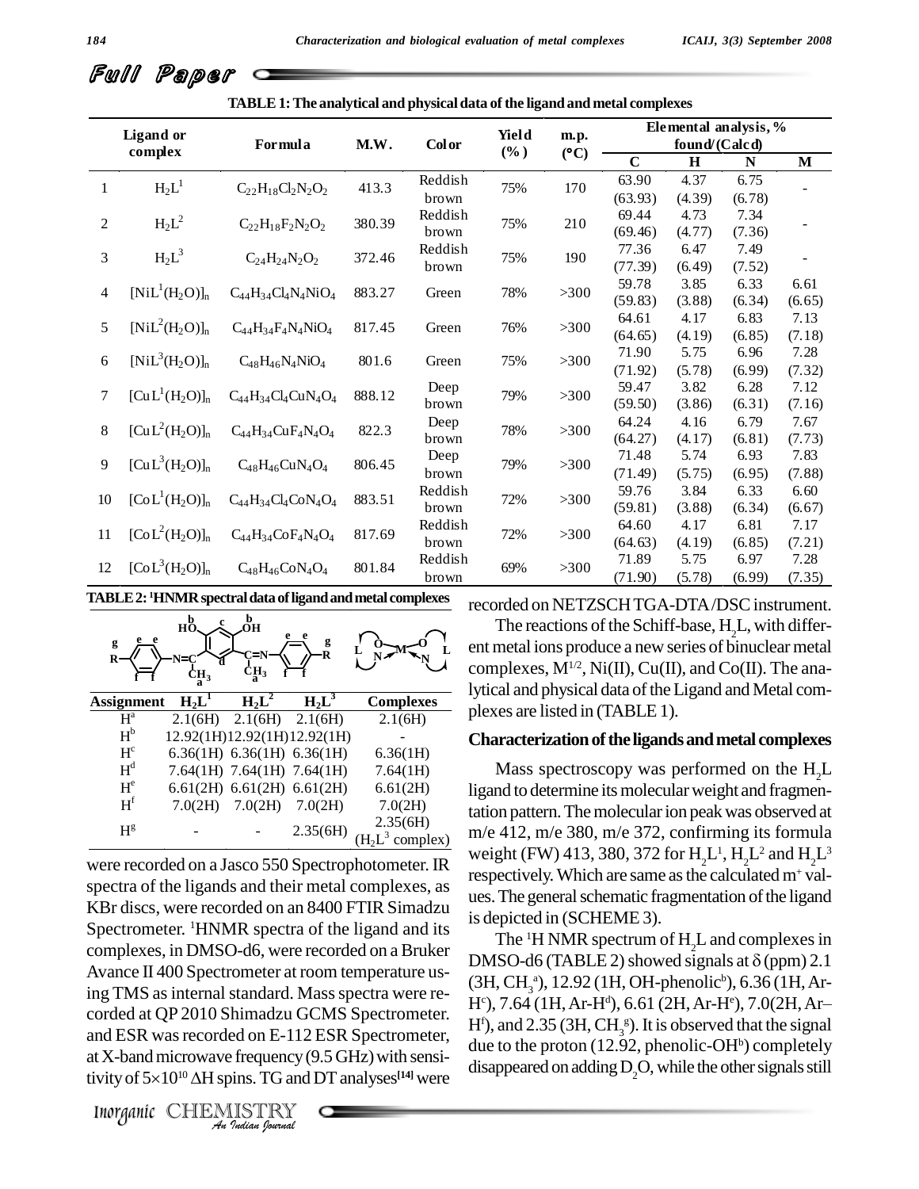## Full Paper

**TABLE 1: The analytical and physical data of the ligand and metal complexes**

| | Ligand or complex | Formula | M.W. | Color | Yield (%) | m.p. (°C) | Elemental analysis, % found/(Calcd) | | | |
|---|---|---|---|---|---|---|---|---|---|---|
| | | | | | | | C | H | N | M |
| 1 | $H_2L^1$ | $C_{22}H_{18}Cl_2N_2O_2$ | 413.3 | Reddish brown | 75% | 170 | 63.90 (63.93) | 4.37 (4.39) | 6.75 (6.78) | - |
| 2 | $H_2L^2$ | $C_{22}H_{18}F_2N_2O_2$ | 380.39 | Reddish brown | 75% | 210 | 69.44 (69.46) | 4.73 (4.77) | 7.34 (7.36) | - |
| 3 | $H_2L^3$ | $C_{24}H_{24}N_2O_2$ | 372.46 | Reddish brown | 75% | 190 | 77.36 (77.39) | 6.47 (6.49) | 7.49 (7.52) | - |
| 4 | $[NiL^1(H_2O)]_n$ | $C_{44}H_{34}Cl_4N_4NiO_4$ | 883.27 | Green | 78% | >300 | 59.78 (59.83) | 3.85 (3.88) | 6.33 (6.34) | 6.61 (6.65) |
| 5 | $[NiL^2(H_2O)]_n$ | $C_{44}H_{34}F_4N_4NiO_4$ | 817.45 | Green | 76% | >300 | 64.61 (64.65) | 4.17 (4.19) | 6.83 (6.85) | 7.13 (7.18) |
| 6 | $[NiL^3(H_2O)]_n$ | $C_{48}H_{46}N_4NiO_4$ | 801.6 | Green | 75% | >300 | 71.90 (71.92) | 5.75 (5.78) | 6.96 (6.99) | 7.28 (7.32) |
| 7 | $[CuL^1(H_2O)]_n$ | $C_{44}H_{34}Cl_4CuN_4O_4$ | 888.12 | Deep brown | 79% | >300 | 59.47 (59.50) | 3.82 (3.86) | 6.28 (6.31) | 7.12 (7.16) |
| 8 | $[CuL^2(H_2O)]_n$ | $C_{44}H_{34}CuF_4N_4O_4$ | 822.3 | Deep brown | 78% | >300 | 64.24 (64.27) | 4.16 (4.17) | 6.79 (6.81) | 7.67 (7.73) |
| 9 | $[CuL^3(H_2O)]_n$ | $C_{48}H_{46}CuN_4O_4$ | 806.45 | Deep brown | 79% | >300 | 71.48 (71.49) | 5.74 (5.75) | 6.93 (6.95) | 7.83 (7.88) |
| 10 | $[CoL^1(H_2O)]_n$ | $C_{44}H_{34}Cl_4CoN_4O_4$ | 883.51 | Reddish brown | 72% | >300 | 59.76 (59.81) | 3.84 (3.88) | 6.33 (6.34) | 6.60 (6.67) |
| 11 | $[CoL^2(H_2O)]_n$ | $C_{44}H_{34}CoF_4N_4O_4$ | 817.69 | Reddish brown | 72% | >300 | 64.60 (64.63) | 4.17 (4.19) | 6.81 (6.85) | 7.17 (7.21) |
| 12 | $[CoL^3(H_2O)]_n$ | $C_{48}H_{46}CoN_4O_4$ | 801.84 | Reddish brown | 69% | >300 | 71.89 (71.90) | 5.75 (5.78) | 6.97 (6.99) | 7.28 (7.35) |

**TABLE 2: ¹HNMR spectral data of ligand and metal complexes**

| Assignment | $H_2L^1$ | $H_2L^2$ | $H_2L^3$ | Complexes |
|---|---|---|---|---|
| $H^a$ | 2.1(6H) | 2.1(6H) | 2.1(6H) | 2.1(6H) |
| $H^b$ | 12.92(1H) | 12.92(1H) | 12.92(1H) | - |
| $H^c$ | 6.36(1H) | 6.36(1H) | 6.36(1H) | 6.36(1H) |
| $H^d$ | 7.64(1H) | 7.64(1H) | 7.64(1H) | 7.64(1H) |
| $H^e$ | 6.61(2H) | 6.61(2H) | 6.61(2H) | 6.61(2H) |
| $H^f$ | 7.0(2H) | 7.0(2H) | 7.0(2H) | 7.0(2H) |
| $H^g$ | - | - | 2.35(6H) | 2.35(6H) ($H_2L^3$ complex) |

were recorded on a Jasco 550 Spectrophotometer. IR spectra of the ligands and their metal complexes, as KBr discs, were recorded on an 8400 FTIR Simadzu Spectrometer. ¹HNMR spectra of the ligand and its complexes, in DMSO-d6, were recorded on a Bruker Avance II 400 Spectrometer at room temperature using TMS as internal standard. Mass spectra were recorded at QP 2010 Shimadzu GCMS Spectrometer. and ESR was recorded on E-112 ESR Spectrometer, at X-band microwave frequency (9.5 GHz) with sensitivity of $5\times10^{10}$ ΔH spins. TG and DT analyses[14] were recorded on NETZSCH TGA-DTA/DSC instrument.

The reactions of the Schiff-base, $H_2L$, with different metal ions produce a new series of binuclear metal complexes, $M^{1/2}$, Ni(II), Cu(II), and Co(II). The analytical and physical data of the Ligand and Metal complexes are listed in (TABLE 1).

### Characterization of the ligands and metal complexes

Mass spectroscopy was performed on the $H_2L$ ligand to determine its molecular weight and fragmentation pattern. The molecular ion peak was observed at m/e 412, m/e 380, m/e 372, confirming its formula weight (FW) 413, 380, 372 for $H_2L^1$, $H_2L^2$ and $H_2L^3$ respectively. Which are same as the calculated $m^+$ values. The general schematic fragmentation of the ligand is depicted in (SCHEME 3).

The ¹H NMR spectrum of $H_2L$ and complexes in DMSO-d6 (TABLE 2) showed signals at δ (ppm) 2.1 (3H, $CH_3^a$), 12.92 (1H, OH-phenolic[b]), 6.36 (1H, Ar-H[c]), 7.64 (1H, Ar-H[d]), 6.61 (2H, Ar-H[e]), 7.0(2H, Ar–H[f]), and 2.35 (3H, $CH_3^g$). It is observed that the signal due to the proton (12.92, phenolic-OH[b]) completely disappeared on adding $D_2O$, while the other signals still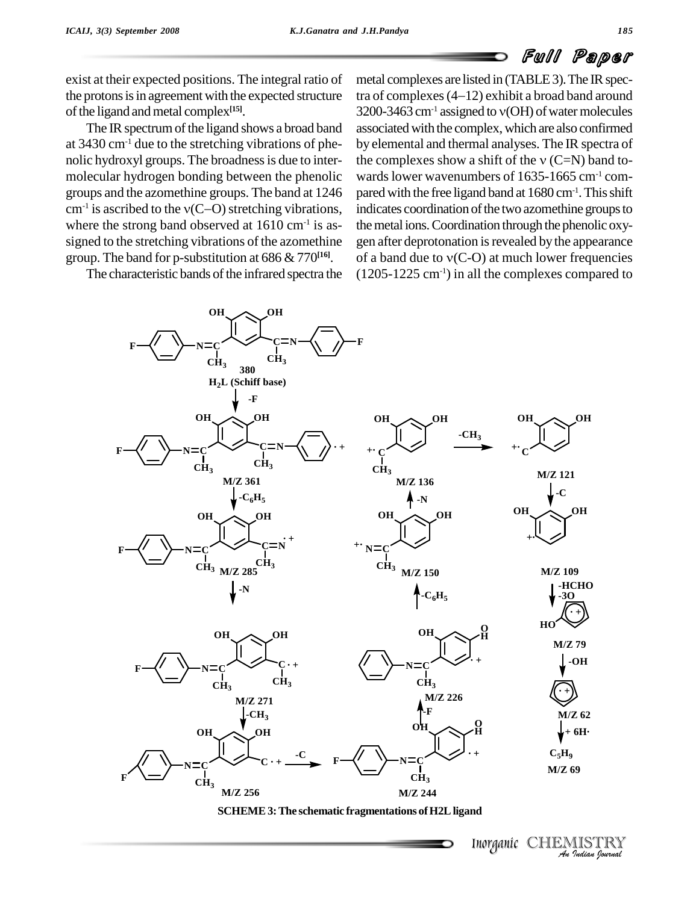exist at their expected positions. The integral ratio of the protons is in agreement with the expected structure of the ligand and metal complex[15].

The IR spectrum of the ligand shows a broad band at 3430 $cm^{-1}$ due to the stretching vibrations of phenolic hydroxyl groups. The broadness is due to intermolecular hydrogen bonding between the phenolic groups and the azomethine groups. The band at 1246 $cm^{-1}$ is ascribed to the ν(C–O) stretching vibrations, where the strong band observed at 1610 $cm^{-1}$ is assigned to the stretching vibrations of the azomethine group. The band for p-substitution at 686 & 770[16].

The characteristic bands of the infrared spectra the metal complexes are listed in (TABLE 3). The IR spectra of complexes (4–12) exhibit a broad band around 3200-3463 $cm^{-1}$ assigned to ν(OH) of water molecules associated with the complex, which are also confirmed by elemental and thermal analyses. The IR spectra of the complexes show a shift of the ν (C=N) band towards lower wavenumbers of 1635-1665 $cm^{-1}$ compared with the free ligand band at 1680 $cm^{-1}$. This shift indicates coordination of the two azomethine groups to the metal ions. Coordination through the phenolic oxygen after deprotonation is revealed by the appearance of a band due to ν(C-O) at much lower frequencies (1205-1225 $cm^{-1}$) in all the complexes compared to

**SCHEME 3: The schematic fragmentations of H2L ligand**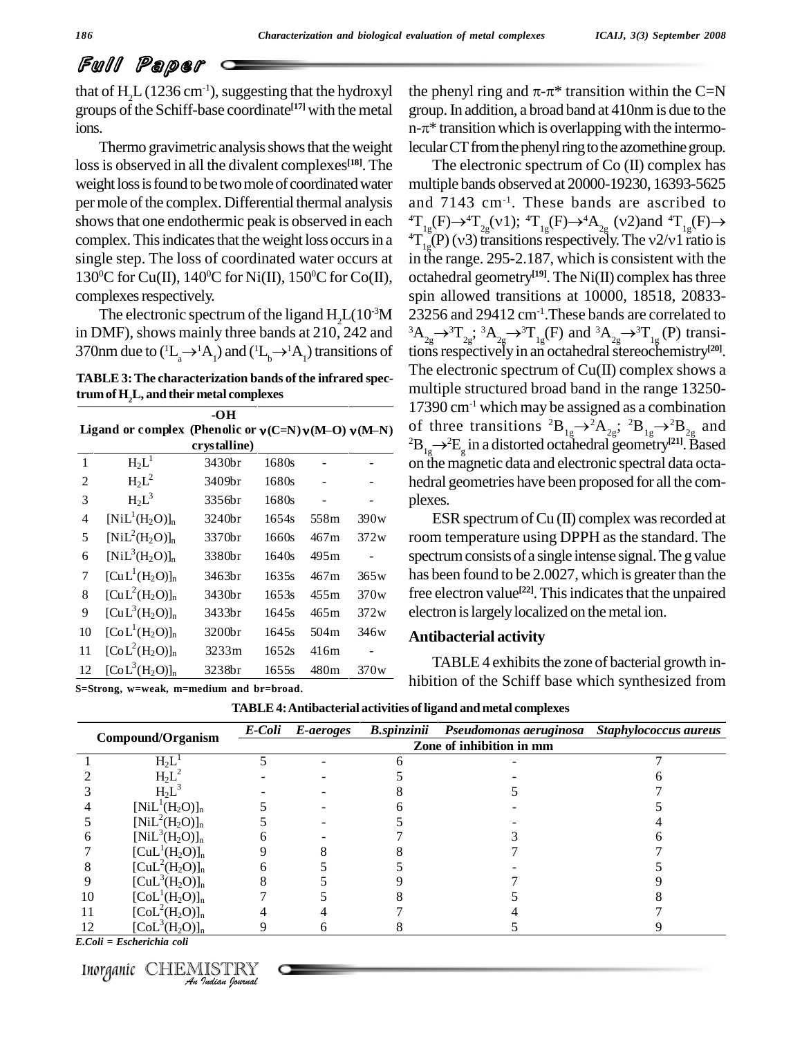that of $H_2L$ (1236 cm$^{-1}$), suggesting that the hydroxyl groups of the Schiff-base coordinate[17] with the metal ions.

Thermo gravimetric analysis shows that the weight loss is observed in all the divalent complexes[18]. The weight loss is found to be two mole of coordinated water per mole of the complex. Differential thermal analysis shows that one endothermic peak is observed in each complex. This indicates that the weight loss occurs in a single step. The loss of coordinated water occurs at 130$^0$C for Cu(II), 140$^0$C for Ni(II), 150$^0$C for Co(II), complexes respectively.

The electronic spectrum of the ligand $H_2L$($10^{-3}$M in DMF), shows mainly three bands at 210, 242 and 370nm due to ($^1L_a \rightarrow {}^1A_1$) and ($^1L_b \rightarrow {}^1A_1$) transitions of the phenyl ring and $\pi$-$\pi$* transition within the C=N group. In addition, a broad band at 410nm is due to the n-$\pi$* transition which is overlapping with the intermolecular CT from the phenyl ring to the azomethine group.

**TABLE 3: The characterization bands of the infrared spectrum of $H_2L$, and their metal complexes**

| | Ligand or complex | -OH (Phenolic or crystalline) | ν(C=N) | ν(M–O) | ν(M–N) |
|---|---|---|---|---|---|
| 1 | $H_2L^1$ | 3430br | 1680s | - | - |
| 2 | $H_2L^2$ | 3409br | 1680s | - | - |
| 3 | $H_2L^3$ | 3356br | 1680s | - | - |
| 4 | $[NiL^1(H_2O)]_n$ | 3240br | 1654s | 558m | 390w |
| 5 | $[NiL^2(H_2O)]_n$ | 3370br | 1660s | 467m | 372w |
| 6 | $[NiL^3(H_2O)]_n$ | 3380br | 1640s | 495m | - |
| 7 | $[CuL^1(H_2O)]_n$ | 3463br | 1635s | 467m | 365w |
| 8 | $[CuL^2(H_2O)]_n$ | 3430br | 1653s | 455m | 370w |
| 9 | $[CuL^3(H_2O)]_n$ | 3433br | 1645s | 465m | 372w |
| 10 | $[CoL^1(H_2O)]_n$ | 3200br | 1645s | 504m | 346w |
| 11 | $[CoL^2(H_2O)]_n$ | 3233m | 1652s | 416m | - |
| 12 | $[CoL^3(H_2O)]_n$ | 3238br | 1655s | 480m | 370w |

S=Strong, w=weak, m=medium and br=broad.

The electronic spectrum of Co (II) complex has multiple bands observed at 20000-19230, 16393-5625 and 7143 cm$^{-1}$. These bands are ascribed to $^4T_{1g}(F)\rightarrow{}^4T_{2g}(\nu1)$; $^4T_{1g}(F)\rightarrow{}^4A_{2g}$ ($\nu2$)and $^4T_{1g}(F)\rightarrow{}^4T_{1g}(P)$ ($\nu3$) transitions respectively. The $\nu2/\nu1$ ratio is in the range. 295-2.187, which is consistent with the octahedral geometry[19]. The Ni(II) complex has three spin allowed transitions at 10000, 18518, 20833-23256 and 29412 cm$^{-1}$.These bands are correlated to $^3A_{2g}\rightarrow{}^3T_{2g}$; $^3A_{2g}\rightarrow{}^3T_{1g}(F)$ and $^3A_{2g}\rightarrow{}^3T_{1g}$ (P) transitions respectively in an octahedral stereochemistry[20]. The electronic spectrum of Cu(II) complex shows a multiple structured broad band in the range 13250-17390 cm$^{-1}$ which may be assigned as a combination of three transitions $^2B_{1g}\rightarrow{}^2A_{2g}$; $^2B_{1g}\rightarrow{}^2B_{2g}$ and $^2B_{1g}\rightarrow{}^2E_g$ in a distorted octahedral geometry[21]. Based on the magnetic data and electronic spectral data octahedral geometries have been proposed for all the complexes.

ESR spectrum of Cu (II) complex was recorded at room temperature using DPPH as the standard. The spectrum consists of a single intense signal. The g value has been found to be 2.0027, which is greater than the free electron value[22]. This indicates that the unpaired electron is largely localized on the metal ion.

## Antibacterial activity

TABLE 4 exhibits the zone of bacterial growth inhibition of the Schiff base which synthesized from

**TABLE 4: Antibacterial activities of ligand and metal complexes**

| | Compound/Organism | *E-Coli* | *E-aeroges* | *B.spinzinii* | *Pseudomonas aeruginosa* | *Staphylococcus aureus* |
|---|---|---|---|---|---|---|
| | | Zone of inhibition in mm | | | | |
| 1 | $H_2L^1$ | 5 | - | 6 | - | 7 |
| 2 | $H_2L^2$ | - | - | 5 | - | 6 |
| 3 | $H_2L^3$ | - | - | 8 | 5 | 7 |
| 4 | $[NiL^1(H_2O)]_n$ | 5 | - | 6 | - | 5 |
| 5 | $[NiL^2(H_2O)]_n$ | 5 | - | 5 | - | 4 |
| 6 | $[NiL^3(H_2O)]_n$ | 6 | - | 7 | 3 | 6 |
| 7 | $[CuL^1(H_2O)]_n$ | 9 | 8 | 8 | 7 | 7 |
| 8 | $[CuL^2(H_2O)]_n$ | 6 | 5 | 5 | - | 5 |
| 9 | $[CuL^3(H_2O)]_n$ | 8 | 5 | 9 | 7 | 9 |
| 10 | $[CoL^1(H_2O)]_n$ | 7 | 5 | 8 | 5 | 8 |
| 11 | $[CoL^2(H_2O)]_n$ | 4 | 4 | 7 | 4 | 7 |
| 12 | $[CoL^3(H_2O)]_n$ | 9 | 6 | 8 | 5 | 9 |

*E.Coli = Escherichia coli*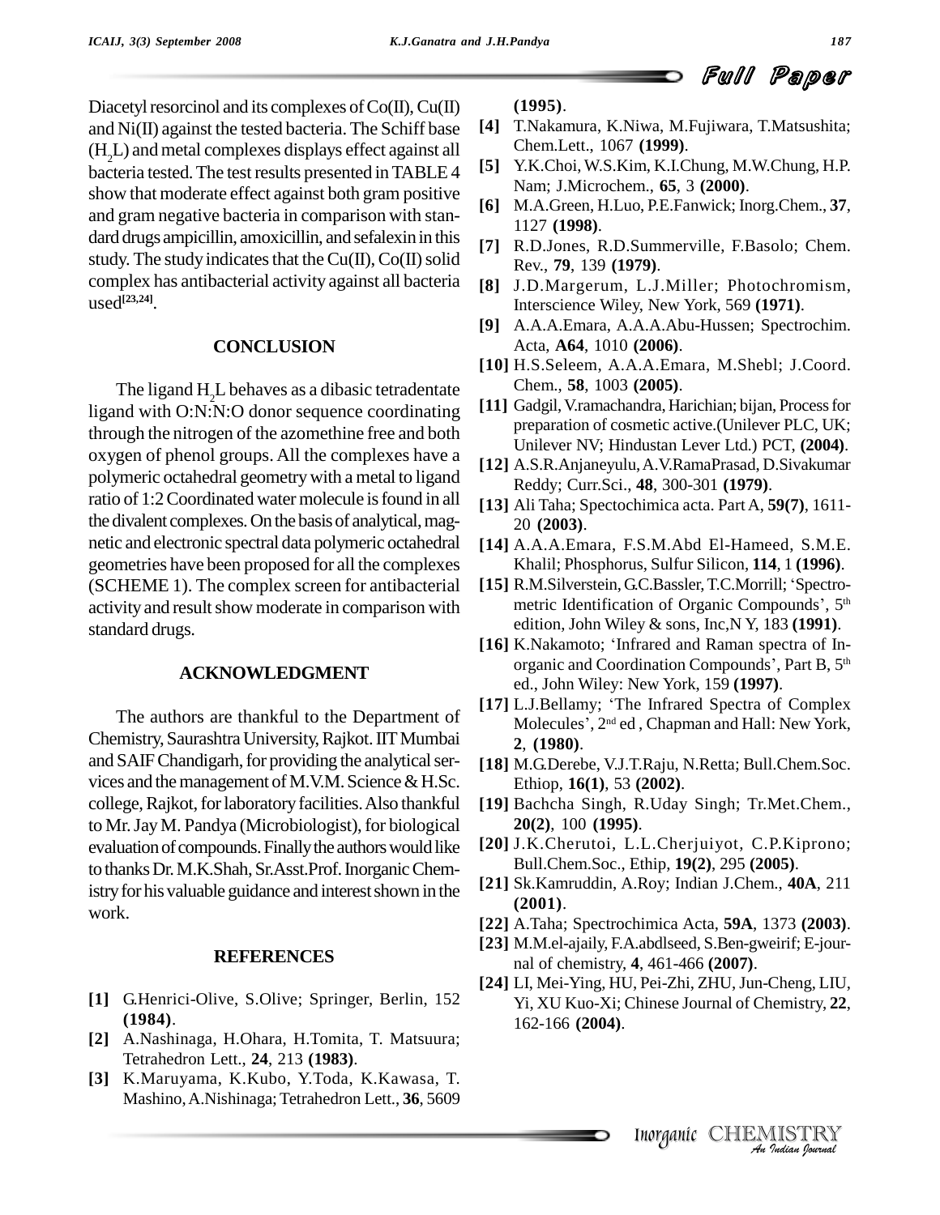Diacetyl resorcinol and its complexes of Co(II), Cu(II) and Ni(II) against the tested bacteria. The Schiff base ($H_2L$) and metal complexes displays effect against all bacteria tested. The test results presented in TABLE 4 show that moderate effect against both gram positive and gram negative bacteria in comparison with standard drugs ampicillin, amoxicillin, and sefalexin in this study. The study indicates that the Cu(II), Co(II) solid complex has antibacterial activity against all bacteria used[23,24].

## CONCLUSION

The ligand $H_2L$ behaves as a dibasic tetradentate ligand with O:N:N:O donor sequence coordinating through the nitrogen of the azomethine free and both oxygen of phenol groups. All the complexes have a polymeric octahedral geometry with a metal to ligand ratio of 1:2 Coordinated water molecule is found in all the divalent complexes. On the basis of analytical, magnetic and electronic spectral data polymeric octahedral geometries have been proposed for all the complexes (SCHEME 1). The complex screen for antibacterial activity and result show moderate in comparison with standard drugs.

## ACKNOWLEDGMENT

The authors are thankful to the Department of Chemistry, Saurashtra University, Rajkot. IIT Mumbai and SAIF Chandigarh, for providing the analytical services and the management of M.V.M. Science & H.Sc. college, Rajkot, for laboratory facilities. Also thankful to Mr. Jay M. Pandya (Microbiologist), for biological evaluation of compounds. Finally the authors would like to thanks Dr. M.K.Shah, Sr.Asst.Prof. Inorganic Chemistry for his valuable guidance and interest shown in the work.

## REFERENCES

**[1]** G.Henrici-Olive, S.Olive; Springer, Berlin, 152 **(1984)**.

**[2]** A.Nashinaga, H.Ohara, H.Tomita, T. Matsuura; Tetrahedron Lett., **24**, 213 **(1983)**.

**[3]** K.Maruyama, K.Kubo, Y.Toda, K.Kawasa, T. Mashino, A.Nishinaga; Tetrahedron Lett., **36**, 5609 **(1995)**.

**[4]** T.Nakamura, K.Niwa, M.Fujiwara, T.Matsushita; Chem.Lett., 1067 **(1999)**.

**[5]** Y.K.Choi, W.S.Kim, K.I.Chung, M.W.Chung, H.P. Nam; J.Microchem., **65**, 3 **(2000)**.

**[6]** M.A.Green, H.Luo, P.E.Fanwick; Inorg.Chem., **37**, 1127 **(1998)**.

**[7]** R.D.Jones, R.D.Summerville, F.Basolo; Chem. Rev., **79**, 139 **(1979)**.

**[8]** J.D.Margerum, L.J.Miller; Photochromism, Interscience Wiley, New York, 569 **(1971)**.

**[9]** A.A.A.Emara, A.A.A.Abu-Hussen; Spectrochim. Acta, **A64**, 1010 **(2006)**.

**[10]** H.S.Seleem, A.A.A.Emara, M.Shebl; J.Coord. Chem., **58**, 1003 **(2005)**.

**[11]** Gadgil, V.ramachandra, Harichian; bijan, Process for preparation of cosmetic active.(Unilever PLC, UK; Unilever NV; Hindustan Lever Ltd.) PCT, **(2004)**.

**[12]** A.S.R.Anjaneyulu, A.V.RamaPrasad, D.Sivakumar Reddy; Curr.Sci., **48**, 300-301 **(1979)**.

**[13]** Ali Taha; Spectochimica acta. Part A, **59(7)**, 1611-20 **(2003)**.

**[14]** A.A.A.Emara, F.S.M.Abd El-Hameed, S.M.E. Khalil; Phosphorus, Sulfur Silicon, **114**, 1 **(1996)**.

**[15]** R.M.Silverstein, G.C.Bassler, T.C.Morrill; 'Spectrometric Identification of Organic Compounds', 5th edition, John Wiley & sons, Inc,N Y, 183 **(1991)**.

**[16]** K.Nakamoto; 'Infrared and Raman spectra of Inorganic and Coordination Compounds', Part B, 5th ed., John Wiley: New York, 159 **(1997)**.

**[17]** L.J.Bellamy; 'The Infrared Spectra of Complex Molecules', 2nd ed , Chapman and Hall: New York, **2**, **(1980)**.

**[18]** M.G.Derebe, V.J.T.Raju, N.Retta; Bull.Chem.Soc. Ethiop, **16(1)**, 53 **(2002)**.

**[19]** Bachcha Singh, R.Uday Singh; Tr.Met.Chem., **20(2)**, 100 **(1995)**.

**[20]** J.K.Cherutoi, L.L.Cherjuiyot, C.P.Kiprono; Bull.Chem.Soc., Ethip, **19(2)**, 295 **(2005)**.

**[21]** Sk.Kamruddin, A.Roy; Indian J.Chem., **40A**, 211 **(2001)**.

**[22]** A.Taha; Spectrochimica Acta, **59A**, 1373 **(2003)**.

**[23]** M.M.el-ajaily, F.A.abdlseed, S.Ben-gweirif; E-journal of chemistry, **4**, 461-466 **(2007)**.

**[24]** LI, Mei-Ying, HU, Pei-Zhi, ZHU, Jun-Cheng, LIU, Yi, XU Kuo-Xi; Chinese Journal of Chemistry, **22**, 162-166 **(2004)**.